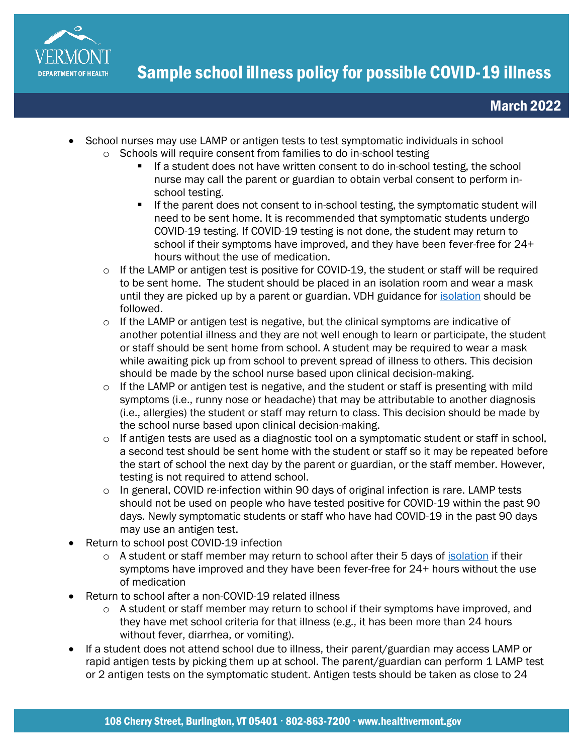# Sample school illness policy for possible COVID-19 illness

**March 2022**

- School nurses may use LAMP or antigen tests to test symptomatic individuals in school
    - Schools will require consent from families to do in-school testing
        - If a student does not have written consent to do in-school testing, the school nurse may call the parent or guardian to obtain verbal consent to perform in-school testing.
        - If the parent does not consent to in-school testing, the symptomatic student will need to be sent home. It is recommended that symptomatic students undergo COVID-19 testing. If COVID-19 testing is not done, the student may return to school if their symptoms have improved, and they have been fever-free for 24+ hours without the use of medication.
    - If the LAMP or antigen test is positive for COVID-19, the student or staff will be required to be sent home. The student should be placed in an isolation room and wear a mask until they are picked up by a parent or guardian. VDH guidance for isolation should be followed.
    - If the LAMP or antigen test is negative, but the clinical symptoms are indicative of another potential illness and they are not well enough to learn or participate, the student or staff should be sent home from school. A student may be required to wear a mask while awaiting pick up from school to prevent spread of illness to others. This decision should be made by the school nurse based upon clinical decision-making.
    - If the LAMP or antigen test is negative, and the student or staff is presenting with mild symptoms (i.e., runny nose or headache) that may be attributable to another diagnosis (i.e., allergies) the student or staff may return to class. This decision should be made by the school nurse based upon clinical decision-making.
    - If antigen tests are used as a diagnostic tool on a symptomatic student or staff in school, a second test should be sent home with the student or staff so it may be repeated before the start of school the next day by the parent or guardian, or the staff member. However, testing is not required to attend school.
    - In general, COVID re-infection within 90 days of original infection is rare. LAMP tests should not be used on people who have tested positive for COVID-19 within the past 90 days. Newly symptomatic students or staff who have had COVID-19 in the past 90 days may use an antigen test.
- Return to school post COVID-19 infection
    - A student or staff member may return to school after their 5 days of isolation if their symptoms have improved and they have been fever-free for 24+ hours without the use of medication
- Return to school after a non-COVID-19 related illness
    - A student or staff member may return to school if their symptoms have improved, and they have met school criteria for that illness (e.g., it has been more than 24 hours without fever, diarrhea, or vomiting).
- If a student does not attend school due to illness, their parent/guardian may access LAMP or rapid antigen tests by picking them up at school. The parent/guardian can perform 1 LAMP test or 2 antigen tests on the symptomatic student. Antigen tests should be taken as close to 24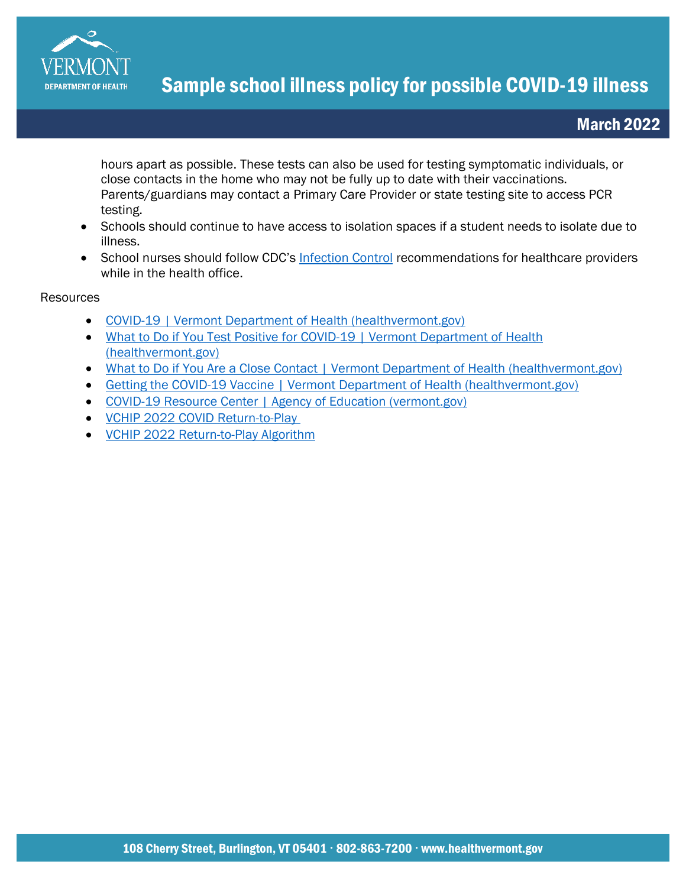hours apart as possible. These tests can also be used for testing symptomatic individuals, or close contacts in the home who may not be fully up to date with their vaccinations. Parents/guardians may contact a Primary Care Provider or state testing site to access PCR testing.

- Schools should continue to have access to isolation spaces if a student needs to isolate due to illness.
- School nurses should follow CDC's Infection Control recommendations for healthcare providers while in the health office.

Resources

- COVID-19 | Vermont Department of Health (healthvermont.gov)
- What to Do if You Test Positive for COVID-19 | Vermont Department of Health (healthvermont.gov)
- What to Do if You Are a Close Contact | Vermont Department of Health (healthvermont.gov)
- Getting the COVID-19 Vaccine | Vermont Department of Health (healthvermont.gov)
- COVID-19 Resource Center | Agency of Education (vermont.gov)
- VCHIP 2022 COVID Return-to-Play
- VCHIP 2022 Return-to-Play Algorithm